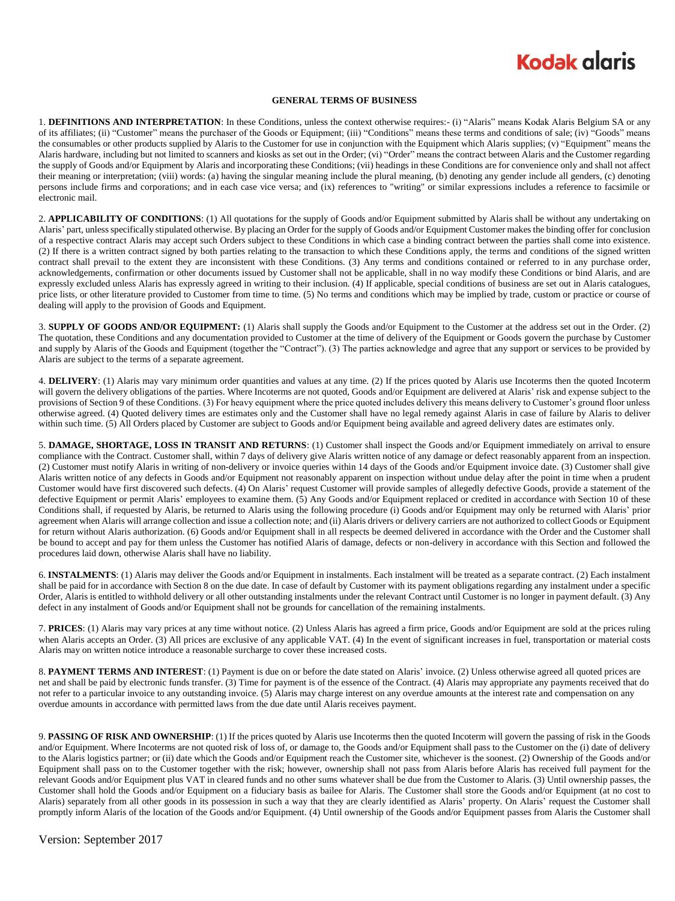# GENERAL TERMS OF BUSINESS

1. **DEFINITIONS AND INTERPRETATION**: In these Conditions, unless the context otherwise requires:- (i) "Alaris" means Kodak Alaris Belgium SA or any of its affiliates; (ii) "Customer" means the purchaser of the Goods or Equipment; (iii) "Conditions" means these terms and conditions of sale; (iv) "Goods" means the consumables or other products supplied by Alaris to the Customer for use in conjunction with the Equipment which Alaris supplies; (v) "Equipment" means the Alaris hardware, including but not limited to scanners and kiosks as set out in the Order; (vi) "Order" means the contract between Alaris and the Customer regarding the supply of Goods and/or Equipment by Alaris and incorporating these Conditions; (vii) headings in these Conditions are for convenience only and shall not affect their meaning or interpretation; (viii) words: (a) having the singular meaning include the plural meaning, (b) denoting any gender include all genders, (c) denoting persons include firms and corporations; and in each case vice versa; and (ix) references to "writing" or similar expressions includes a reference to facsimile or electronic mail.

2. **APPLICABILITY OF CONDITIONS**: (1) All quotations for the supply of Goods and/or Equipment submitted by Alaris shall be without any undertaking on Alaris' part, unless specifically stipulated otherwise. By placing an Order for the supply of Goods and/or Equipment Customer makes the binding offer for conclusion of a respective contract Alaris may accept such Orders subject to these Conditions in which case a binding contract between the parties shall come into existence. (2) If there is a written contract signed by both parties relating to the transaction to which these Conditions apply, the terms and conditions of the signed written contract shall prevail to the extent they are inconsistent with these Conditions. (3) Any terms and conditions contained or referred to in any purchase order, acknowledgements, confirmation or other documents issued by Customer shall not be applicable, shall in no way modify these Conditions or bind Alaris, and are expressly excluded unless Alaris has expressly agreed in writing to their inclusion. (4) If applicable, special conditions of business are set out in Alaris catalogues, price lists, or other literature provided to Customer from time to time. (5) No terms and conditions which may be implied by trade, custom or practice or course of dealing will apply to the provision of Goods and Equipment.

3. **SUPPLY OF GOODS AND/OR EQUIPMENT:** (1) Alaris shall supply the Goods and/or Equipment to the Customer at the address set out in the Order. (2) The quotation, these Conditions and any documentation provided to Customer at the time of delivery of the Equipment or Goods govern the purchase by Customer and supply by Alaris of the Goods and Equipment (together the "Contract"). (3) The parties acknowledge and agree that any support or services to be provided by Alaris are subject to the terms of a separate agreement.

4. **DELIVERY**: (1) Alaris may vary minimum order quantities and values at any time. (2) If the prices quoted by Alaris use Incoterms then the quoted Incoterm will govern the delivery obligations of the parties. Where Incoterms are not quoted, Goods and/or Equipment are delivered at Alaris' risk and expense subject to the provisions of Section 9 of these Conditions. (3) For heavy equipment where the price quoted includes delivery this means delivery to Customer's ground floor unless otherwise agreed. (4) Quoted delivery times are estimates only and the Customer shall have no legal remedy against Alaris in case of failure by Alaris to deliver within such time. (5) All Orders placed by Customer are subject to Goods and/or Equipment being available and agreed delivery dates are estimates only.

5. **DAMAGE, SHORTAGE, LOSS IN TRANSIT AND RETURNS**: (1) Customer shall inspect the Goods and/or Equipment immediately on arrival to ensure compliance with the Contract. Customer shall, within 7 days of delivery give Alaris written notice of any damage or defect reasonably apparent from an inspection. (2) Customer must notify Alaris in writing of non-delivery or invoice queries within 14 days of the Goods and/or Equipment invoice date. (3) Customer shall give Alaris written notice of any defects in Goods and/or Equipment not reasonably apparent on inspection without undue delay after the point in time when a prudent Customer would have first discovered such defects. (4) On Alaris' request Customer will provide samples of allegedly defective Goods, provide a statement of the defective Equipment or permit Alaris' employees to examine them. (5) Any Goods and/or Equipment replaced or credited in accordance with Section 10 of these Conditions shall, if requested by Alaris, be returned to Alaris using the following procedure (i) Goods and/or Equipment may only be returned with Alaris' prior agreement when Alaris will arrange collection and issue a collection note; and (ii) Alaris drivers or delivery carriers are not authorized to collect Goods or Equipment for return without Alaris authorization. (6) Goods and/or Equipment shall in all respects be deemed delivered in accordance with the Order and the Customer shall be bound to accept and pay for them unless the Customer has notified Alaris of damage, defects or non-delivery in accordance with this Section and followed the procedures laid down, otherwise Alaris shall have no liability.

6. **INSTALMENTS**: (1) Alaris may deliver the Goods and/or Equipment in instalments. Each instalment will be treated as a separate contract. (2) Each instalment shall be paid for in accordance with Section 8 on the due date. In case of default by Customer with its payment obligations regarding any instalment under a specific Order, Alaris is entitled to withhold delivery or all other outstanding instalments under the relevant Contract until Customer is no longer in payment default. (3) Any defect in any instalment of Goods and/or Equipment shall not be grounds for cancellation of the remaining instalments.

7. **PRICES**: (1) Alaris may vary prices at any time without notice. (2) Unless Alaris has agreed a firm price, Goods and/or Equipment are sold at the prices ruling when Alaris accepts an Order. (3) All prices are exclusive of any applicable VAT. (4) In the event of significant increases in fuel, transportation or material costs Alaris may on written notice introduce a reasonable surcharge to cover these increased costs.

8. **PAYMENT TERMS AND INTEREST**: (1) Payment is due on or before the date stated on Alaris' invoice. (2) Unless otherwise agreed all quoted prices are net and shall be paid by electronic funds transfer. (3) Time for payment is of the essence of the Contract. (4) Alaris may appropriate any payments received that do not refer to a particular invoice to any outstanding invoice. (5) Alaris may charge interest on any overdue amounts at the interest rate and compensation on any overdue amounts in accordance with permitted laws from the due date until Alaris receives payment.

9. **PASSING OF RISK AND OWNERSHIP**: (1) If the prices quoted by Alaris use Incoterms then the quoted Incoterm will govern the passing of risk in the Goods and/or Equipment. Where Incoterms are not quoted risk of loss of, or damage to, the Goods and/or Equipment shall pass to the Customer on the (i) date of delivery to the Alaris logistics partner; or (ii) date which the Goods and/or Equipment reach the Customer site, whichever is the soonest. (2) Ownership of the Goods and/or Equipment shall pass on to the Customer together with the risk; however, ownership shall not pass from Alaris before Alaris has received full payment for the relevant Goods and/or Equipment plus VAT in cleared funds and no other sums whatever shall be due from the Customer to Alaris. (3) Until ownership passes, the Customer shall hold the Goods and/or Equipment on a fiduciary basis as bailee for Alaris. The Customer shall store the Goods and/or Equipment (at no cost to Alaris) separately from all other goods in its possession in such a way that they are clearly identified as Alaris' property. On Alaris' request the Customer shall promptly inform Alaris of the location of the Goods and/or Equipment. (4) Until ownership of the Goods and/or Equipment passes from Alaris the Customer shall

Version: September 2017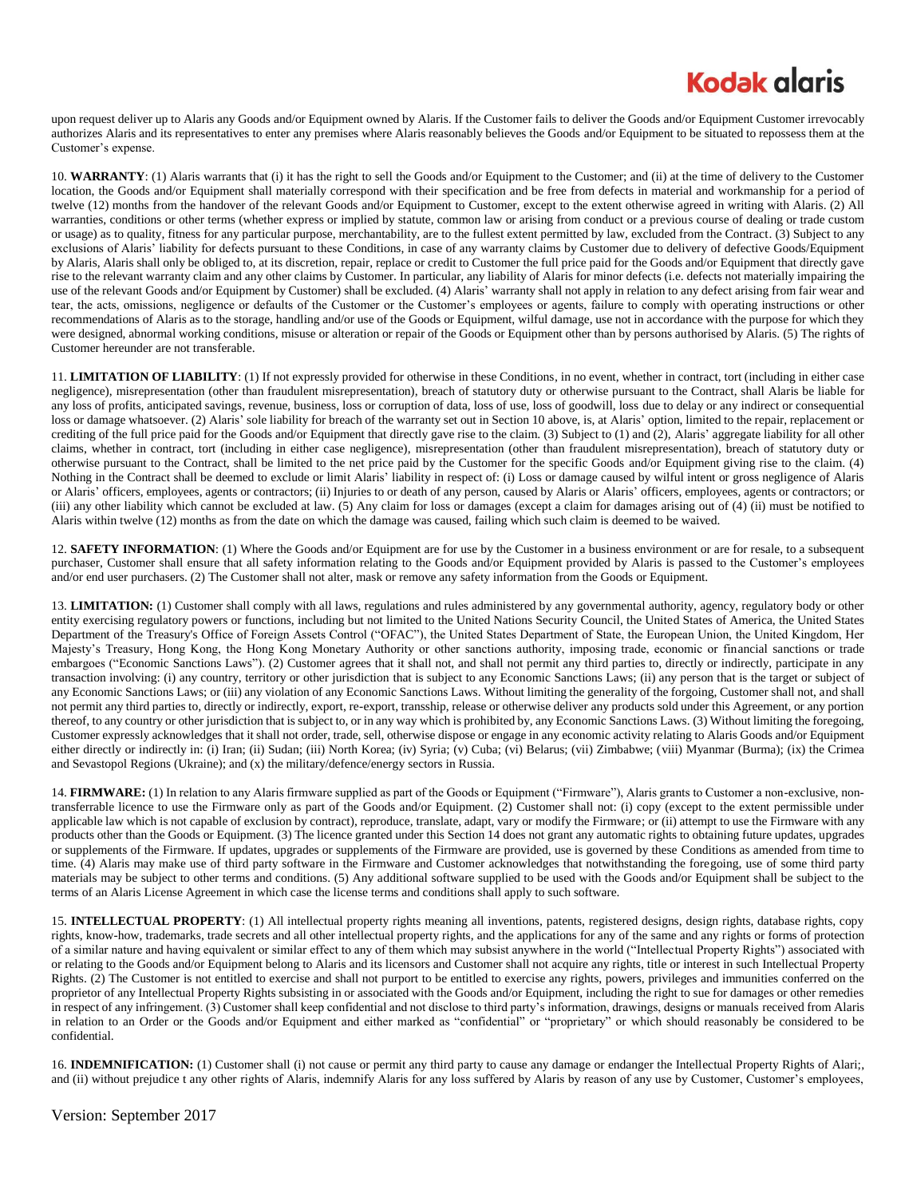upon request deliver up to Alaris any Goods and/or Equipment owned by Alaris. If the Customer fails to deliver the Goods and/or Equipment Customer irrevocably authorizes Alaris and its representatives to enter any premises where Alaris reasonably believes the Goods and/or Equipment to be situated to repossess them at the Customer's expense.

10. **WARRANTY**: (1) Alaris warrants that (i) it has the right to sell the Goods and/or Equipment to the Customer; and (ii) at the time of delivery to the Customer location, the Goods and/or Equipment shall materially correspond with their specification and be free from defects in material and workmanship for a period of twelve (12) months from the handover of the relevant Goods and/or Equipment to Customer, except to the extent otherwise agreed in writing with Alaris. (2) All warranties, conditions or other terms (whether express or implied by statute, common law or arising from conduct or a previous course of dealing or trade custom or usage) as to quality, fitness for any particular purpose, merchantability, are to the fullest extent permitted by law, excluded from the Contract. (3) Subject to any exclusions of Alaris' liability for defects pursuant to these Conditions, in case of any warranty claims by Customer due to delivery of defective Goods/Equipment by Alaris, Alaris shall only be obliged to, at its discretion, repair, replace or credit to Customer the full price paid for the Goods and/or Equipment that directly gave rise to the relevant warranty claim and any other claims by Customer. In particular, any liability of Alaris for minor defects (i.e. defects not materially impairing the use of the relevant Goods and/or Equipment by Customer) shall be excluded. (4) Alaris' warranty shall not apply in relation to any defect arising from fair wear and tear, the acts, omissions, negligence or defaults of the Customer or the Customer's employees or agents, failure to comply with operating instructions or other recommendations of Alaris as to the storage, handling and/or use of the Goods or Equipment, wilful damage, use not in accordance with the purpose for which they were designed, abnormal working conditions, misuse or alteration or repair of the Goods or Equipment other than by persons authorised by Alaris. (5) The rights of Customer hereunder are not transferable.

11. **LIMITATION OF LIABILITY**: (1) If not expressly provided for otherwise in these Conditions, in no event, whether in contract, tort (including in either case negligence), misrepresentation (other than fraudulent misrepresentation), breach of statutory duty or otherwise pursuant to the Contract, shall Alaris be liable for any loss of profits, anticipated savings, revenue, business, loss or corruption of data, loss of use, loss of goodwill, loss due to delay or any indirect or consequential loss or damage whatsoever. (2) Alaris' sole liability for breach of the warranty set out in Section 10 above, is, at Alaris' option, limited to the repair, replacement or crediting of the full price paid for the Goods and/or Equipment that directly gave rise to the claim. (3) Subject to (1) and (2), Alaris' aggregate liability for all other claims, whether in contract, tort (including in either case negligence), misrepresentation (other than fraudulent misrepresentation), breach of statutory duty or otherwise pursuant to the Contract, shall be limited to the net price paid by the Customer for the specific Goods and/or Equipment giving rise to the claim. (4) Nothing in the Contract shall be deemed to exclude or limit Alaris' liability in respect of: (i) Loss or damage caused by wilful intent or gross negligence of Alaris or Alaris' officers, employees, agents or contractors; (ii) Injuries to or death of any person, caused by Alaris or Alaris' officers, employees, agents or contractors; or (iii) any other liability which cannot be excluded at law. (5) Any claim for loss or damages (except a claim for damages arising out of (4) (ii) must be notified to Alaris within twelve (12) months as from the date on which the damage was caused, failing which such claim is deemed to be waived.

12. **SAFETY INFORMATION**: (1) Where the Goods and/or Equipment are for use by the Customer in a business environment or are for resale, to a subsequent purchaser, Customer shall ensure that all safety information relating to the Goods and/or Equipment provided by Alaris is passed to the Customer's employees and/or end user purchasers. (2) The Customer shall not alter, mask or remove any safety information from the Goods or Equipment.

13. **LIMITATION:** (1) Customer shall comply with all laws, regulations and rules administered by any governmental authority, agency, regulatory body or other entity exercising regulatory powers or functions, including but not limited to the United Nations Security Council, the United States of America, the United States Department of the Treasury's Office of Foreign Assets Control ("OFAC"), the United States Department of State, the European Union, the United Kingdom, Her Majesty's Treasury, Hong Kong, the Hong Kong Monetary Authority or other sanctions authority, imposing trade, economic or financial sanctions or trade embargoes ("Economic Sanctions Laws"). (2) Customer agrees that it shall not, and shall not permit any third parties to, directly or indirectly, participate in any transaction involving: (i) any country, territory or other jurisdiction that is subject to any Economic Sanctions Laws; (ii) any person that is the target or subject of any Economic Sanctions Laws; or (iii) any violation of any Economic Sanctions Laws. Without limiting the generality of the forgoing, Customer shall not, and shall not permit any third parties to, directly or indirectly, export, re-export, transship, release or otherwise deliver any products sold under this Agreement, or any portion thereof, to any country or other jurisdiction that is subject to, or in any way which is prohibited by, any Economic Sanctions Laws. (3) Without limiting the foregoing, Customer expressly acknowledges that it shall not order, trade, sell, otherwise dispose or engage in any economic activity relating to Alaris Goods and/or Equipment either directly or indirectly in: (i) Iran; (ii) Sudan; (iii) North Korea; (iv) Syria; (v) Cuba; (vi) Belarus; (vii) Zimbabwe; (viii) Myanmar (Burma); (ix) the Crimea and Sevastopol Regions (Ukraine); and (x) the military/defence/energy sectors in Russia.

14. **FIRMWARE:** (1) In relation to any Alaris firmware supplied as part of the Goods or Equipment ("Firmware"), Alaris grants to Customer a non-exclusive, non-transferrable licence to use the Firmware only as part of the Goods and/or Equipment. (2) Customer shall not: (i) copy (except to the extent permissible under applicable law which is not capable of exclusion by contract), reproduce, translate, adapt, vary or modify the Firmware; or (ii) attempt to use the Firmware with any products other than the Goods or Equipment. (3) The licence granted under this Section 14 does not grant any automatic rights to obtaining future updates, upgrades or supplements of the Firmware. If updates, upgrades or supplements of the Firmware are provided, use is governed by these Conditions as amended from time to time. (4) Alaris may make use of third party software in the Firmware and Customer acknowledges that notwithstanding the foregoing, use of some third party materials may be subject to other terms and conditions. (5) Any additional software supplied to be used with the Goods and/or Equipment shall be subject to the terms of an Alaris License Agreement in which case the license terms and conditions shall apply to such software.

15. **INTELLECTUAL PROPERTY**: (1) All intellectual property rights meaning all inventions, patents, registered designs, design rights, database rights, copy rights, know-how, trademarks, trade secrets and all other intellectual property rights, and the applications for any of the same and any rights or forms of protection of a similar nature and having equivalent or similar effect to any of them which may subsist anywhere in the world ("Intellectual Property Rights") associated with or relating to the Goods and/or Equipment belong to Alaris and its licensors and Customer shall not acquire any rights, title or interest in such Intellectual Property Rights. (2) The Customer is not entitled to exercise and shall not purport to be entitled to exercise any rights, powers, privileges and immunities conferred on the proprietor of any Intellectual Property Rights subsisting in or associated with the Goods and/or Equipment, including the right to sue for damages or other remedies in respect of any infringement. (3) Customer shall keep confidential and not disclose to third party's information, drawings, designs or manuals received from Alaris in relation to an Order or the Goods and/or Equipment and either marked as "confidential" or "proprietary" or which should reasonably be considered to be confidential.

16. **INDEMNIFICATION:** (1) Customer shall (i) not cause or permit any third party to cause any damage or endanger the Intellectual Property Rights of Alari;, and (ii) without prejudice t any other rights of Alaris, indemnify Alaris for any loss suffered by Alaris by reason of any use by Customer, Customer's employees,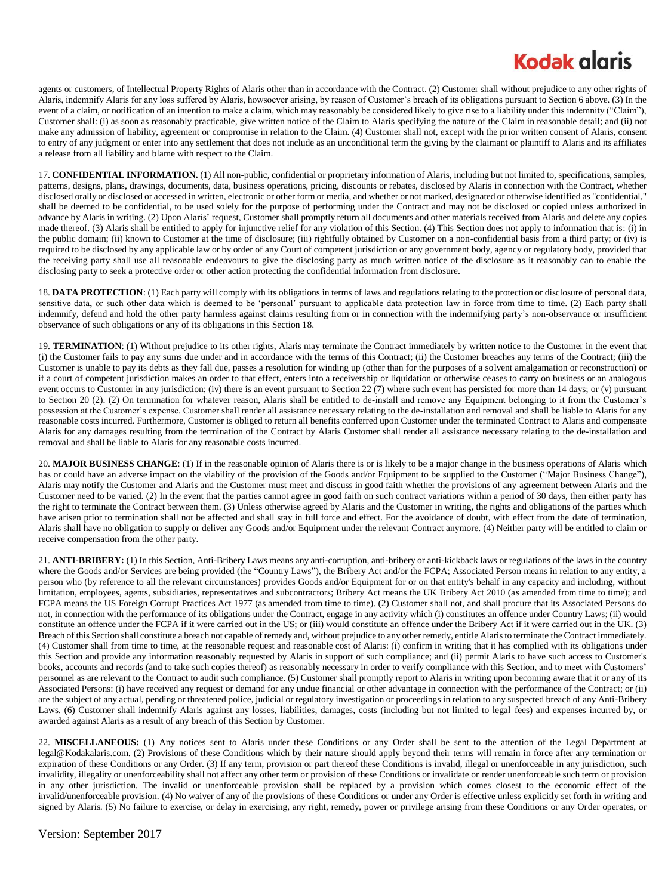agents or customers, of Intellectual Property Rights of Alaris other than in accordance with the Contract. (2) Customer shall without prejudice to any other rights of Alaris, indemnify Alaris for any loss suffered by Alaris, howsoever arising, by reason of Customer's breach of its obligations pursuant to Section 6 above. (3) In the event of a claim, or notification of an intention to make a claim, which may reasonably be considered likely to give rise to a liability under this indemnity ("Claim"), Customer shall: (i) as soon as reasonably practicable, give written notice of the Claim to Alaris specifying the nature of the Claim in reasonable detail; and (ii) not make any admission of liability, agreement or compromise in relation to the Claim. (4) Customer shall not, except with the prior written consent of Alaris, consent to entry of any judgment or enter into any settlement that does not include as an unconditional term the giving by the claimant or plaintiff to Alaris and its affiliates a release from all liability and blame with respect to the Claim.

17. **CONFIDENTIAL INFORMATION.** (1) All non-public, confidential or proprietary information of Alaris, including but not limited to, specifications, samples, patterns, designs, plans, drawings, documents, data, business operations, pricing, discounts or rebates, disclosed by Alaris in connection with the Contract, whether disclosed orally or disclosed or accessed in written, electronic or other form or media, and whether or not marked, designated or otherwise identified as "confidential," shall be deemed to be confidential, to be used solely for the purpose of performing under the Contract and may not be disclosed or copied unless authorized in advance by Alaris in writing. (2) Upon Alaris' request, Customer shall promptly return all documents and other materials received from Alaris and delete any copies made thereof. (3) Alaris shall be entitled to apply for injunctive relief for any violation of this Section. (4) This Section does not apply to information that is: (i) in the public domain; (ii) known to Customer at the time of disclosure; (iii) rightfully obtained by Customer on a non-confidential basis from a third party; or (iv) is required to be disclosed by any applicable law or by order of any Court of competent jurisdiction or any government body, agency or regulatory body, provided that the receiving party shall use all reasonable endeavours to give the disclosing party as much written notice of the disclosure as it reasonably can to enable the disclosing party to seek a protective order or other action protecting the confidential information from disclosure.

18. **DATA PROTECTION**: (1) Each party will comply with its obligations in terms of laws and regulations relating to the protection or disclosure of personal data, sensitive data, or such other data which is deemed to be 'personal' pursuant to applicable data protection law in force from time to time. (2) Each party shall indemnify, defend and hold the other party harmless against claims resulting from or in connection with the indemnifying party's non-observance or insufficient observance of such obligations or any of its obligations in this Section 18.

19. **TERMINATION**: (1) Without prejudice to its other rights, Alaris may terminate the Contract immediately by written notice to the Customer in the event that (i) the Customer fails to pay any sums due under and in accordance with the terms of this Contract; (ii) the Customer breaches any terms of the Contract; (iii) the Customer is unable to pay its debts as they fall due, passes a resolution for winding up (other than for the purposes of a solvent amalgamation or reconstruction) or if a court of competent jurisdiction makes an order to that effect, enters into a receivership or liquidation or otherwise ceases to carry on business or an analogous event occurs to Customer in any jurisdiction; (iv) there is an event pursuant to Section 22 (7) where such event has persisted for more than 14 days; or (v) pursuant to Section 20 (2). (2) On termination for whatever reason, Alaris shall be entitled to de-install and remove any Equipment belonging to it from the Customer's possession at the Customer's expense. Customer shall render all assistance necessary relating to the de-installation and removal and shall be liable to Alaris for any reasonable costs incurred. Furthermore, Customer is obliged to return all benefits conferred upon Customer under the terminated Contract to Alaris and compensate Alaris for any damages resulting from the termination of the Contract by Alaris Customer shall render all assistance necessary relating to the de-installation and removal and shall be liable to Alaris for any reasonable costs incurred.

20. **MAJOR BUSINESS CHANGE**: (1) If in the reasonable opinion of Alaris there is or is likely to be a major change in the business operations of Alaris which has or could have an adverse impact on the viability of the provision of the Goods and/or Equipment to be supplied to the Customer ("Major Business Change"), Alaris may notify the Customer and Alaris and the Customer must meet and discuss in good faith whether the provisions of any agreement between Alaris and the Customer need to be varied. (2) In the event that the parties cannot agree in good faith on such contract variations within a period of 30 days, then either party has the right to terminate the Contract between them. (3) Unless otherwise agreed by Alaris and the Customer in writing, the rights and obligations of the parties which have arisen prior to termination shall not be affected and shall stay in full force and effect. For the avoidance of doubt, with effect from the date of termination, Alaris shall have no obligation to supply or deliver any Goods and/or Equipment under the relevant Contract anymore. (4) Neither party will be entitled to claim or receive compensation from the other party.

21. **ANTI-BRIBERY:** (1) In this Section, Anti-Bribery Laws means any anti-corruption, anti-bribery or anti-kickback laws or regulations of the laws in the country where the Goods and/or Services are being provided (the "Country Laws"), the Bribery Act and/or the FCPA; Associated Person means in relation to any entity, a person who (by reference to all the relevant circumstances) provides Goods and/or Equipment for or on that entity's behalf in any capacity and including, without limitation, employees, agents, subsidiaries, representatives and subcontractors; Bribery Act means the UK Bribery Act 2010 (as amended from time to time); and FCPA means the US Foreign Corrupt Practices Act 1977 (as amended from time to time). (2) Customer shall not, and shall procure that its Associated Persons do not, in connection with the performance of its obligations under the Contract, engage in any activity which (i) constitutes an offence under Country Laws; (ii) would constitute an offence under the FCPA if it were carried out in the US; or (iii) would constitute an offence under the Bribery Act if it were carried out in the UK. (3) Breach of this Section shall constitute a breach not capable of remedy and, without prejudice to any other remedy, entitle Alaris to terminate the Contract immediately. (4) Customer shall from time to time, at the reasonable request and reasonable cost of Alaris: (i) confirm in writing that it has complied with its obligations under this Section and provide any information reasonably requested by Alaris in support of such compliance; and (ii) permit Alaris to have such access to Customer's books, accounts and records (and to take such copies thereof) as reasonably necessary in order to verify compliance with this Section, and to meet with Customers' personnel as are relevant to the Contract to audit such compliance. (5) Customer shall promptly report to Alaris in writing upon becoming aware that it or any of its Associated Persons: (i) have received any request or demand for any undue financial or other advantage in connection with the performance of the Contract; or (ii) are the subject of any actual, pending or threatened police, judicial or regulatory investigation or proceedings in relation to any suspected breach of any Anti-Bribery Laws. (6) Customer shall indemnify Alaris against any losses, liabilities, damages, costs (including but not limited to legal fees) and expenses incurred by, or awarded against Alaris as a result of any breach of this Section by Customer.

22. **MISCELLANEOUS:** (1) Any notices sent to Alaris under these Conditions or any Order shall be sent to the attention of the Legal Department at legal@Kodakalaris.com. (2) Provisions of these Conditions which by their nature should apply beyond their terms will remain in force after any termination or expiration of these Conditions or any Order. (3) If any term, provision or part thereof these Conditions is invalid, illegal or unenforceable in any jurisdiction, such invalidity, illegality or unenforceability shall not affect any other term or provision of these Conditions or invalidate or render unenforceable such term or provision in any other jurisdiction. The invalid or unenforceable provision shall be replaced by a provision which comes closest to the economic effect of the invalid/unenforceable provision. (4) No waiver of any of the provisions of these Conditions or under any Order is effective unless explicitly set forth in writing and signed by Alaris. (5) No failure to exercise, or delay in exercising, any right, remedy, power or privilege arising from these Conditions or any Order operates, or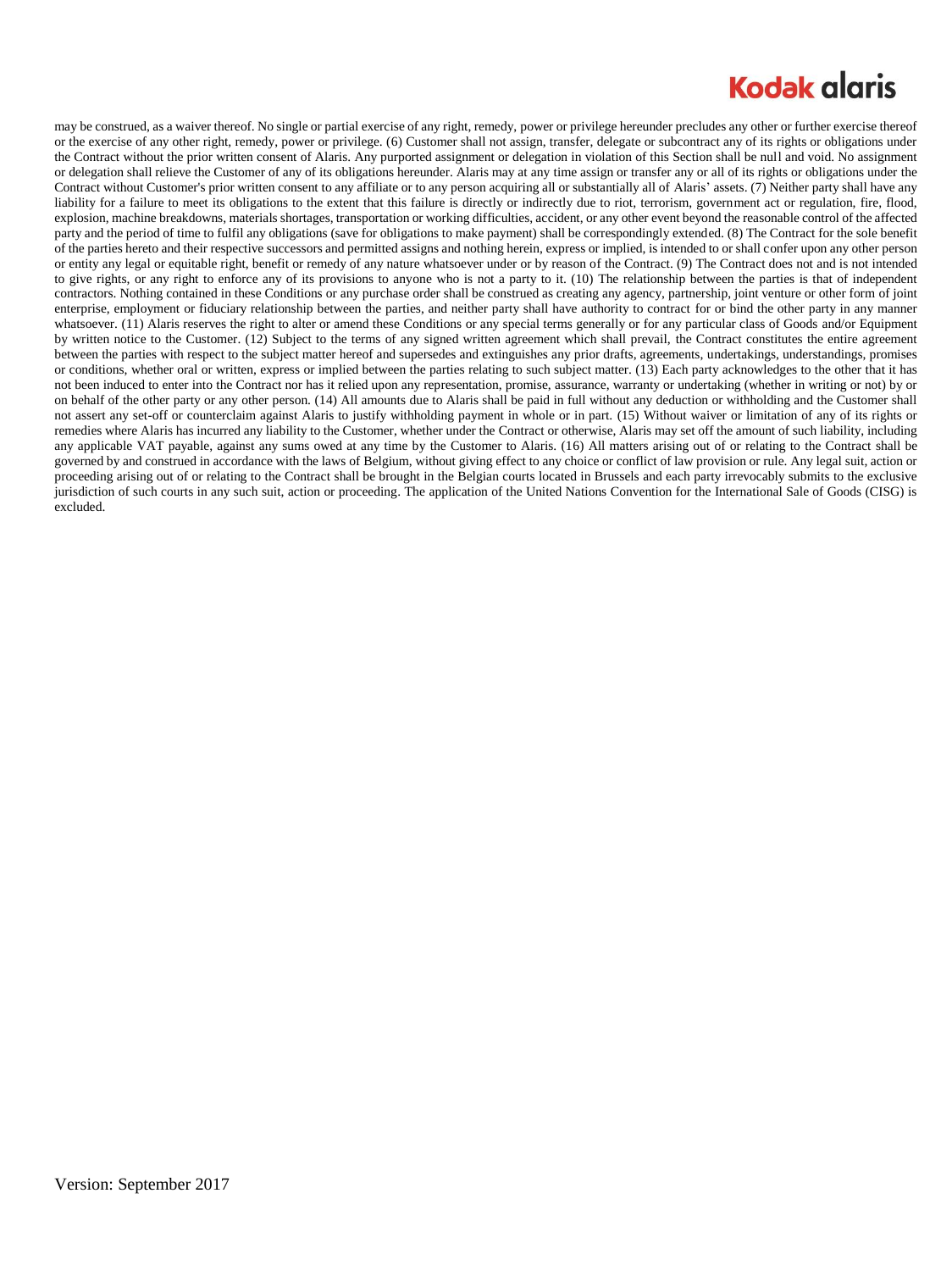may be construed, as a waiver thereof. No single or partial exercise of any right, remedy, power or privilege hereunder precludes any other or further exercise thereof or the exercise of any other right, remedy, power or privilege. (6) Customer shall not assign, transfer, delegate or subcontract any of its rights or obligations under the Contract without the prior written consent of Alaris. Any purported assignment or delegation in violation of this Section shall be null and void. No assignment or delegation shall relieve the Customer of any of its obligations hereunder. Alaris may at any time assign or transfer any or all of its rights or obligations under the Contract without Customer's prior written consent to any affiliate or to any person acquiring all or substantially all of Alaris' assets. (7) Neither party shall have any liability for a failure to meet its obligations to the extent that this failure is directly or indirectly due to riot, terrorism, government act or regulation, fire, flood, explosion, machine breakdowns, materials shortages, transportation or working difficulties, accident, or any other event beyond the reasonable control of the affected party and the period of time to fulfil any obligations (save for obligations to make payment) shall be correspondingly extended. (8) The Contract for the sole benefit of the parties hereto and their respective successors and permitted assigns and nothing herein, express or implied, is intended to or shall confer upon any other person or entity any legal or equitable right, benefit or remedy of any nature whatsoever under or by reason of the Contract. (9) The Contract does not and is not intended to give rights, or any right to enforce any of its provisions to anyone who is not a party to it. (10) The relationship between the parties is that of independent contractors. Nothing contained in these Conditions or any purchase order shall be construed as creating any agency, partnership, joint venture or other form of joint enterprise, employment or fiduciary relationship between the parties, and neither party shall have authority to contract for or bind the other party in any manner whatsoever. (11) Alaris reserves the right to alter or amend these Conditions or any special terms generally or for any particular class of Goods and/or Equipment by written notice to the Customer. (12) Subject to the terms of any signed written agreement which shall prevail, the Contract constitutes the entire agreement between the parties with respect to the subject matter hereof and supersedes and extinguishes any prior drafts, agreements, undertakings, understandings, promises or conditions, whether oral or written, express or implied between the parties relating to such subject matter. (13) Each party acknowledges to the other that it has not been induced to enter into the Contract nor has it relied upon any representation, promise, assurance, warranty or undertaking (whether in writing or not) by or on behalf of the other party or any other person. (14) All amounts due to Alaris shall be paid in full without any deduction or withholding and the Customer shall not assert any set-off or counterclaim against Alaris to justify withholding payment in whole or in part. (15) Without waiver or limitation of any of its rights or remedies where Alaris has incurred any liability to the Customer, whether under the Contract or otherwise, Alaris may set off the amount of such liability, including any applicable VAT payable, against any sums owed at any time by the Customer to Alaris. (16) All matters arising out of or relating to the Contract shall be governed by and construed in accordance with the laws of Belgium, without giving effect to any choice or conflict of law provision or rule. Any legal suit, action or proceeding arising out of or relating to the Contract shall be brought in the Belgian courts located in Brussels and each party irrevocably submits to the exclusive jurisdiction of such courts in any such suit, action or proceeding. The application of the United Nations Convention for the International Sale of Goods (CISG) is excluded.

Version: September 2017